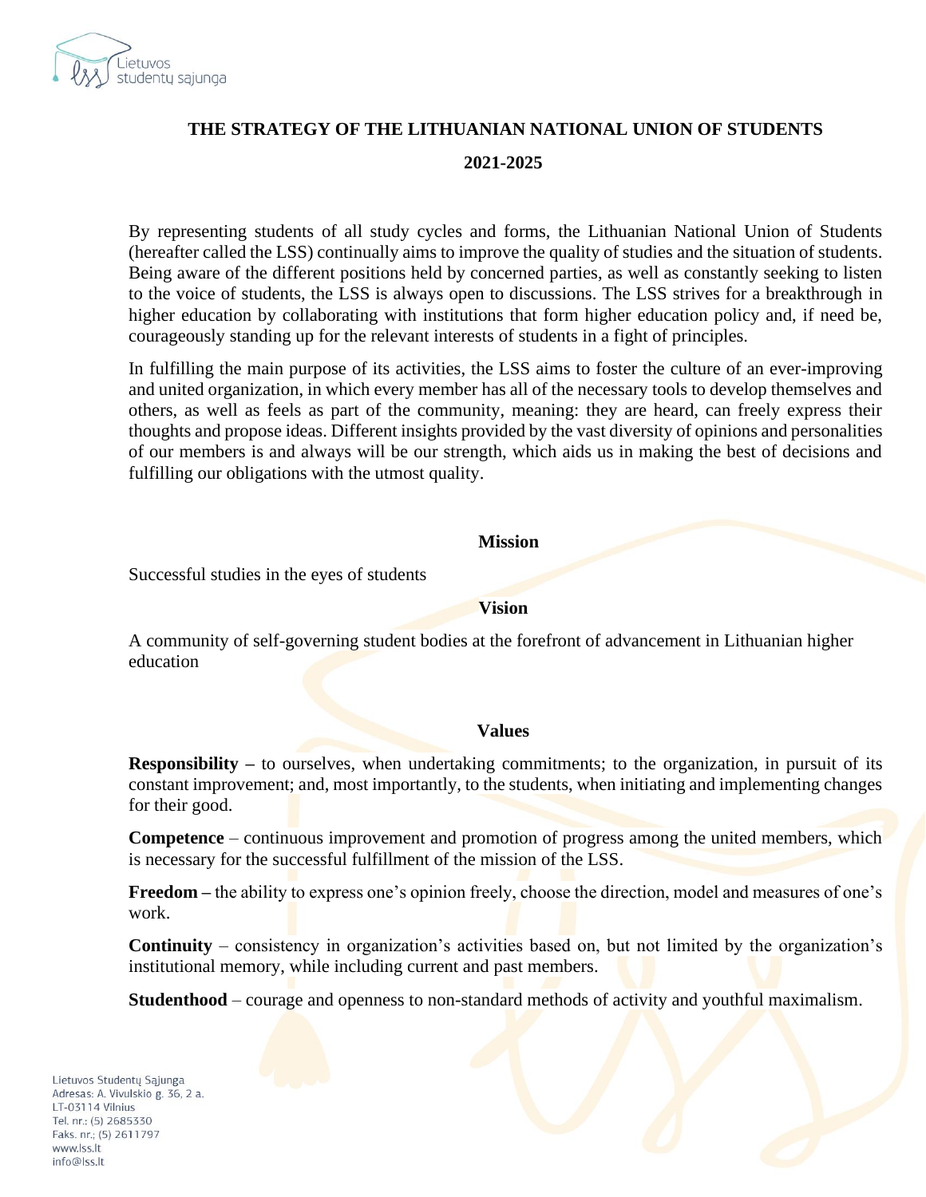# THE STRATEGY OF THE LITHUANIAN NATIONAL UNION OF STUDENTS

## 2021-2025

By representing students of all study cycles and forms, the Lithuanian National Union of Students (hereafter called the LSS) continually aims to improve the quality of studies and the situation of students. Being aware of the different positions held by concerned parties, as well as constantly seeking to listen to the voice of students, the LSS is always open to discussions. The LSS strives for a breakthrough in higher education by collaborating with institutions that form higher education policy and, if need be, courageously standing up for the relevant interests of students in a fight of principles.

In fulfilling the main purpose of its activities, the LSS aims to foster the culture of an ever-improving and united organization, in which every member has all of the necessary tools to develop themselves and others, as well as feels as part of the community, meaning: they are heard, can freely express their thoughts and propose ideas. Different insights provided by the vast diversity of opinions and personalities of our members is and always will be our strength, which aids us in making the best of decisions and fulfilling our obligations with the utmost quality.

### Mission

Successful studies in the eyes of students

### Vision

A community of self-governing student bodies at the forefront of advancement in Lithuanian higher education

### Values

**Responsibility –** to ourselves, when undertaking commitments; to the organization, in pursuit of its constant improvement; and, most importantly, to the students, when initiating and implementing changes for their good.

**Competence** – continuous improvement and promotion of progress among the united members, which is necessary for the successful fulfillment of the mission of the LSS.

**Freedom –** the ability to express one's opinion freely, choose the direction, model and measures of one's work.

**Continuity** – consistency in organization's activities based on, but not limited by the organization's institutional memory, while including current and past members.

**Studenthood** – courage and openness to non-standard methods of activity and youthful maximalism.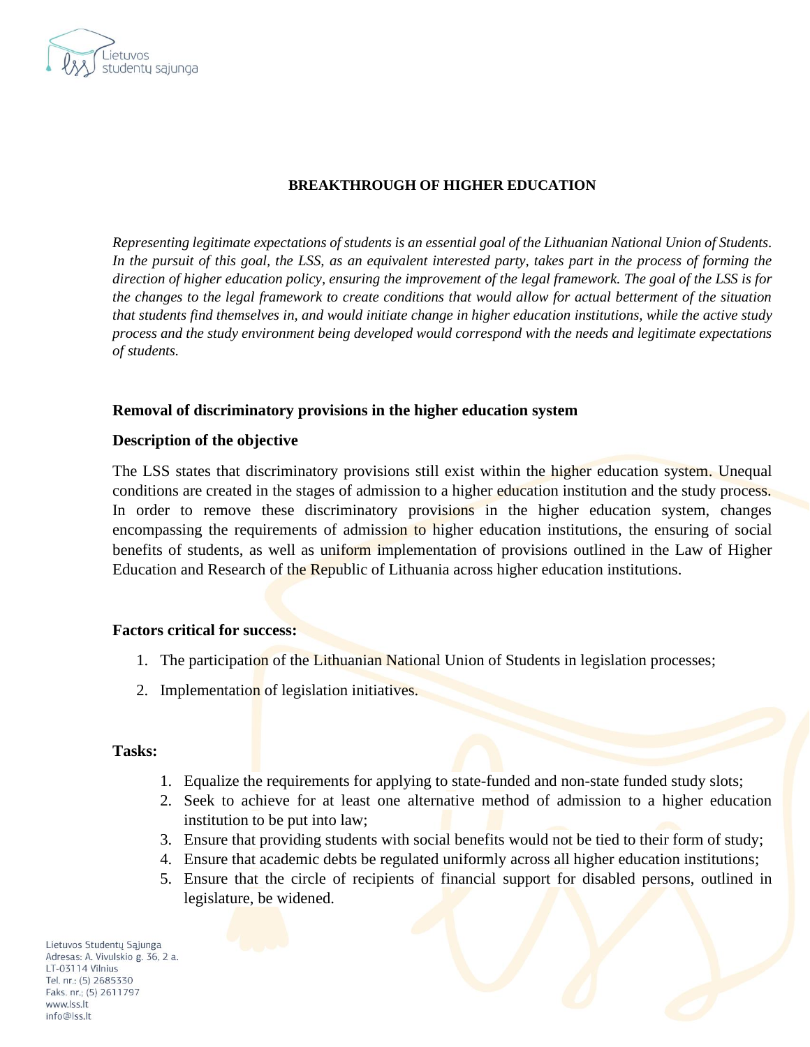**BREAKTHROUGH OF HIGHER EDUCATION**

*Representing legitimate expectations of students is an essential goal of the Lithuanian National Union of Students. In the pursuit of this goal, the LSS, as an equivalent interested party, takes part in the process of forming the direction of higher education policy, ensuring the improvement of the legal framework. The goal of the LSS is for the changes to the legal framework to create conditions that would allow for actual betterment of the situation that students find themselves in, and would initiate change in higher education institutions, while the active study process and the study environment being developed would correspond with the needs and legitimate expectations of students.*

**Removal of discriminatory provisions in the higher education system**

**Description of the objective**

The LSS states that discriminatory provisions still exist within the higher education system. Unequal conditions are created in the stages of admission to a higher education institution and the study process. In order to remove these discriminatory provisions in the higher education system, changes encompassing the requirements of admission to higher education institutions, the ensuring of social benefits of students, as well as uniform implementation of provisions outlined in the Law of Higher Education and Research of the Republic of Lithuania across higher education institutions.

**Factors critical for success:**

1. The participation of the Lithuanian National Union of Students in legislation processes;
2. Implementation of legislation initiatives.

**Tasks:**

1. Equalize the requirements for applying to state-funded and non-state funded study slots;
2. Seek to achieve for at least one alternative method of admission to a higher education institution to be put into law;
3. Ensure that providing students with social benefits would not be tied to their form of study;
4. Ensure that academic debts be regulated uniformly across all higher education institutions;
5. Ensure that the circle of recipients of financial support for disabled persons, outlined in legislature, be widened.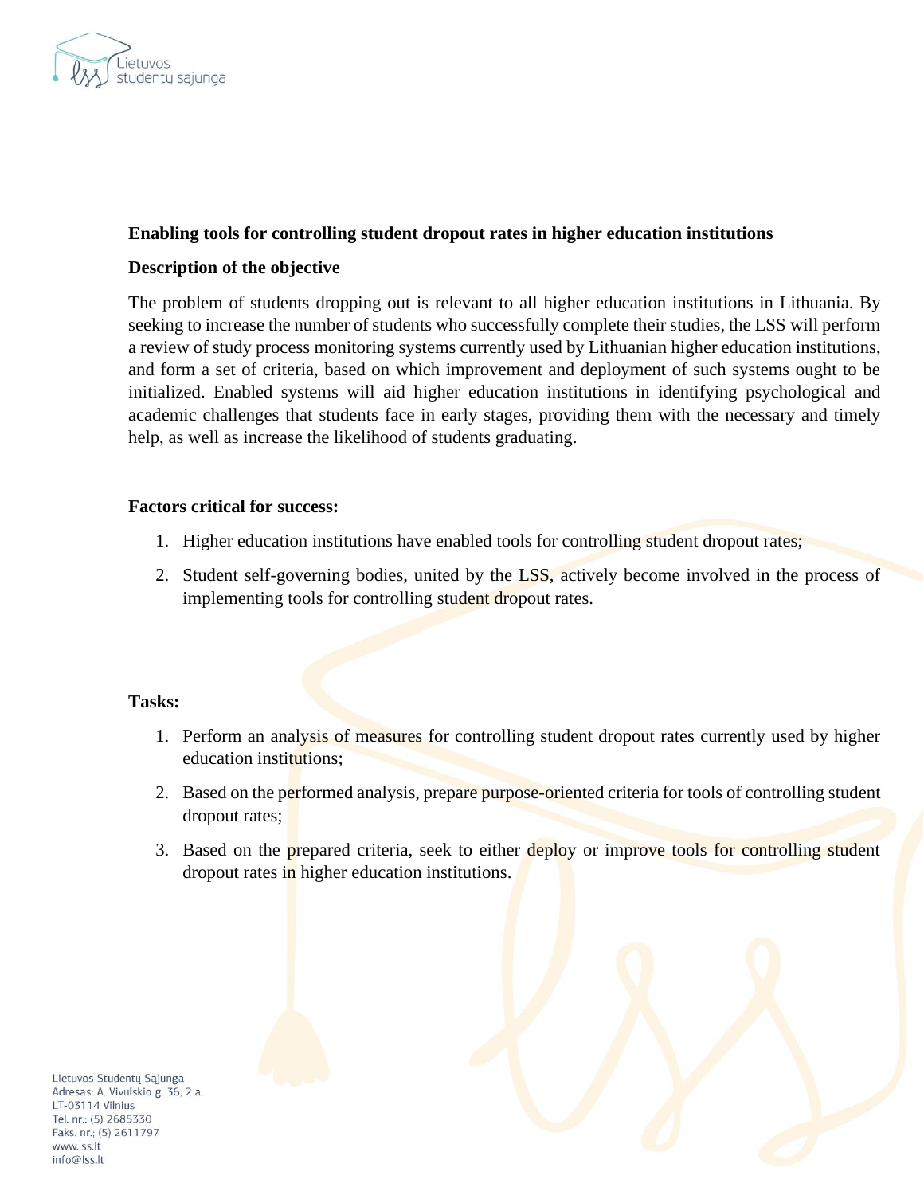**Enabling tools for controlling student dropout rates in higher education institutions**

**Description of the objective**

The problem of students dropping out is relevant to all higher education institutions in Lithuania. By seeking to increase the number of students who successfully complete their studies, the LSS will perform a review of study process monitoring systems currently used by Lithuanian higher education institutions, and form a set of criteria, based on which improvement and deployment of such systems ought to be initialized. Enabled systems will aid higher education institutions in identifying psychological and academic challenges that students face in early stages, providing them with the necessary and timely help, as well as increase the likelihood of students graduating.

**Factors critical for success:**

1. Higher education institutions have enabled tools for controlling student dropout rates;
2. Student self-governing bodies, united by the LSS, actively become involved in the process of implementing tools for controlling student dropout rates.

**Tasks:**

1. Perform an analysis of measures for controlling student dropout rates currently used by higher education institutions;
2. Based on the performed analysis, prepare purpose-oriented criteria for tools of controlling student dropout rates;
3. Based on the prepared criteria, seek to either deploy or improve tools for controlling student dropout rates in higher education institutions.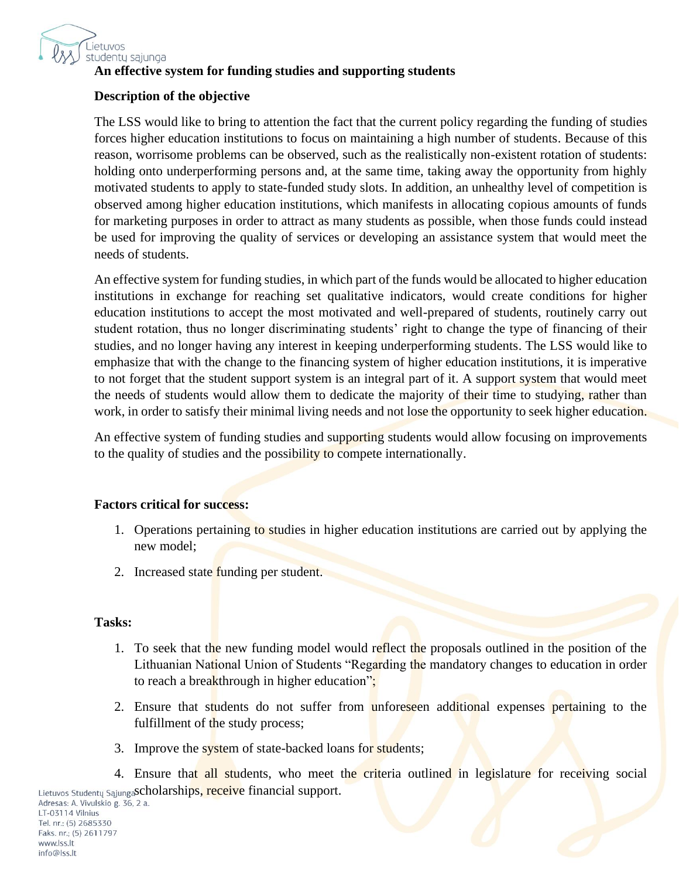**An effective system for funding studies and supporting students**

**Description of the objective**

The LSS would like to bring to attention the fact that the current policy regarding the funding of studies forces higher education institutions to focus on maintaining a high number of students. Because of this reason, worrisome problems can be observed, such as the realistically non-existent rotation of students: holding onto underperforming persons and, at the same time, taking away the opportunity from highly motivated students to apply to state-funded study slots. In addition, an unhealthy level of competition is observed among higher education institutions, which manifests in allocating copious amounts of funds for marketing purposes in order to attract as many students as possible, when those funds could instead be used for improving the quality of services or developing an assistance system that would meet the needs of students.

An effective system for funding studies, in which part of the funds would be allocated to higher education institutions in exchange for reaching set qualitative indicators, would create conditions for higher education institutions to accept the most motivated and well-prepared of students, routinely carry out student rotation, thus no longer discriminating students' right to change the type of financing of their studies, and no longer having any interest in keeping underperforming students. The LSS would like to emphasize that with the change to the financing system of higher education institutions, it is imperative to not forget that the student support system is an integral part of it. A support system that would meet the needs of students would allow them to dedicate the majority of their time to studying, rather than work, in order to satisfy their minimal living needs and not lose the opportunity to seek higher education.

An effective system of funding studies and supporting students would allow focusing on improvements to the quality of studies and the possibility to compete internationally.

**Factors critical for success:**

1. Operations pertaining to studies in higher education institutions are carried out by applying the new model;
2. Increased state funding per student.

**Tasks:**

1. To seek that the new funding model would reflect the proposals outlined in the position of the Lithuanian National Union of Students "Regarding the mandatory changes to education in order to reach a breakthrough in higher education";
2. Ensure that students do not suffer from unforeseen additional expenses pertaining to the fulfillment of the study process;
3. Improve the system of state-backed loans for students;
4. Ensure that all students, who meet the criteria outlined in legislature for receiving social scholarships, receive financial support.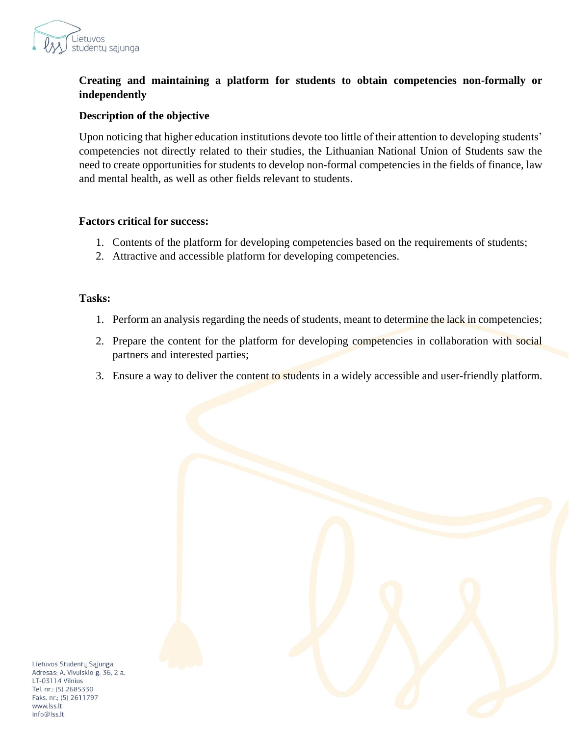**Creating and maintaining a platform for students to obtain competencies non-formally or independently**

**Description of the objective**

Upon noticing that higher education institutions devote too little of their attention to developing students' competencies not directly related to their studies, the Lithuanian National Union of Students saw the need to create opportunities for students to develop non-formal competencies in the fields of finance, law and mental health, as well as other fields relevant to students.

**Factors critical for success:**

1. Contents of the platform for developing competencies based on the requirements of students;
2. Attractive and accessible platform for developing competencies.

**Tasks:**

1. Perform an analysis regarding the needs of students, meant to determine the lack in competencies;
2. Prepare the content for the platform for developing competencies in collaboration with social partners and interested parties;
3. Ensure a way to deliver the content to students in a widely accessible and user-friendly platform.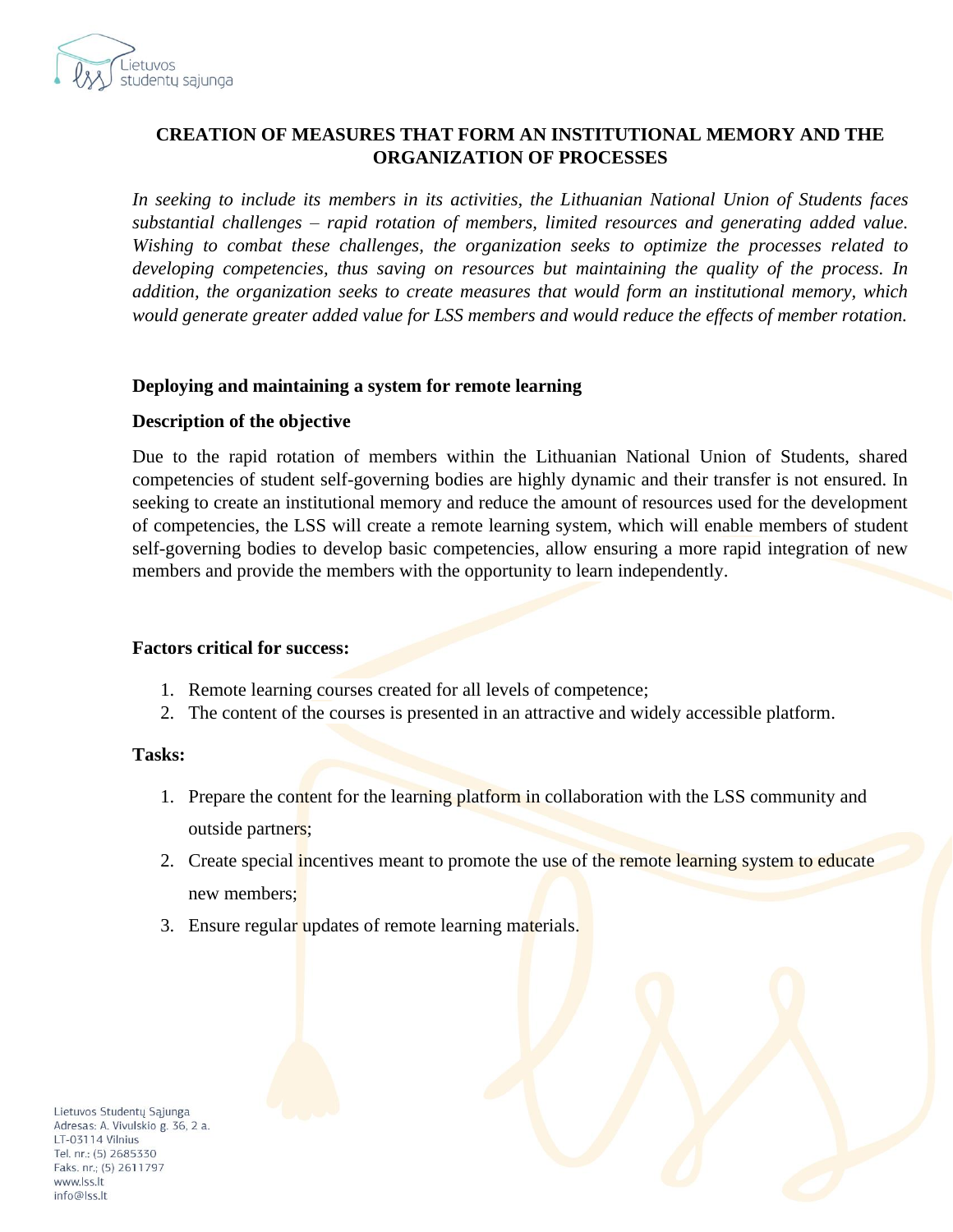## CREATION OF MEASURES THAT FORM AN INSTITUTIONAL MEMORY AND THE ORGANIZATION OF PROCESSES

*In seeking to include its members in its activities, the Lithuanian National Union of Students faces substantial challenges – rapid rotation of members, limited resources and generating added value. Wishing to combat these challenges, the organization seeks to optimize the processes related to developing competencies, thus saving on resources but maintaining the quality of the process. In addition, the organization seeks to create measures that would form an institutional memory, which would generate greater added value for LSS members and would reduce the effects of member rotation.*

### Deploying and maintaining a system for remote learning

**Description of the objective**

Due to the rapid rotation of members within the Lithuanian National Union of Students, shared competencies of student self-governing bodies are highly dynamic and their transfer is not ensured. In seeking to create an institutional memory and reduce the amount of resources used for the development of competencies, the LSS will create a remote learning system, which will enable members of student self-governing bodies to develop basic competencies, allow ensuring a more rapid integration of new members and provide the members with the opportunity to learn independently.

**Factors critical for success:**

1. Remote learning courses created for all levels of competence;
2. The content of the courses is presented in an attractive and widely accessible platform.

**Tasks:**

1. Prepare the content for the learning platform in collaboration with the LSS community and outside partners;
2. Create special incentives meant to promote the use of the remote learning system to educate new members;
3. Ensure regular updates of remote learning materials.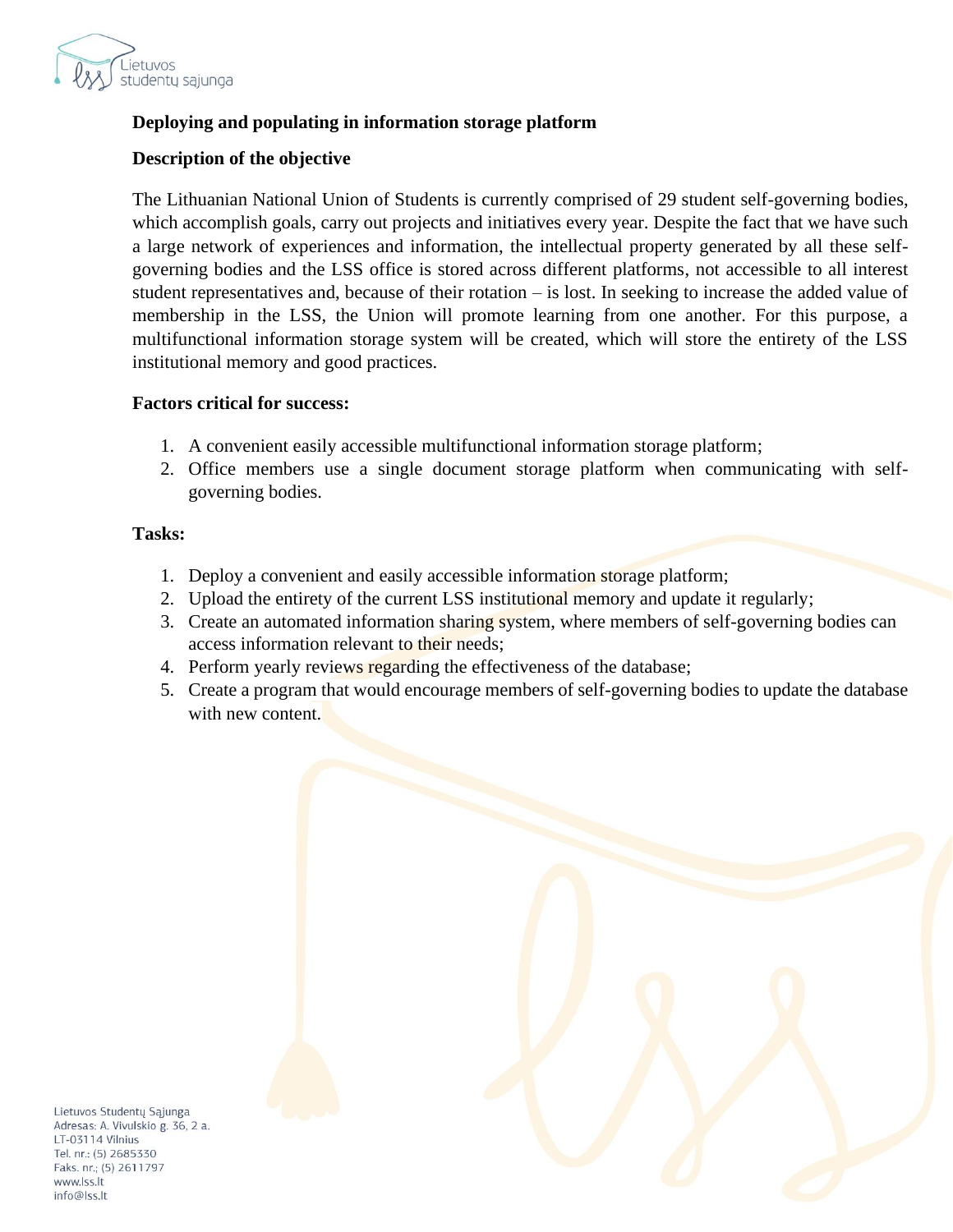**Deploying and populating in information storage platform**

**Description of the objective**

The Lithuanian National Union of Students is currently comprised of 29 student self-governing bodies, which accomplish goals, carry out projects and initiatives every year. Despite the fact that we have such a large network of experiences and information, the intellectual property generated by all these self-governing bodies and the LSS office is stored across different platforms, not accessible to all interest student representatives and, because of their rotation – is lost. In seeking to increase the added value of membership in the LSS, the Union will promote learning from one another. For this purpose, a multifunctional information storage system will be created, which will store the entirety of the LSS institutional memory and good practices.

**Factors critical for success:**

1. A convenient easily accessible multifunctional information storage platform;
2. Office members use a single document storage platform when communicating with self-governing bodies.

**Tasks:**

1. Deploy a convenient and easily accessible information storage platform;
2. Upload the entirety of the current LSS institutional memory and update it regularly;
3. Create an automated information sharing system, where members of self-governing bodies can access information relevant to their needs;
4. Perform yearly reviews regarding the effectiveness of the database;
5. Create a program that would encourage members of self-governing bodies to update the database with new content.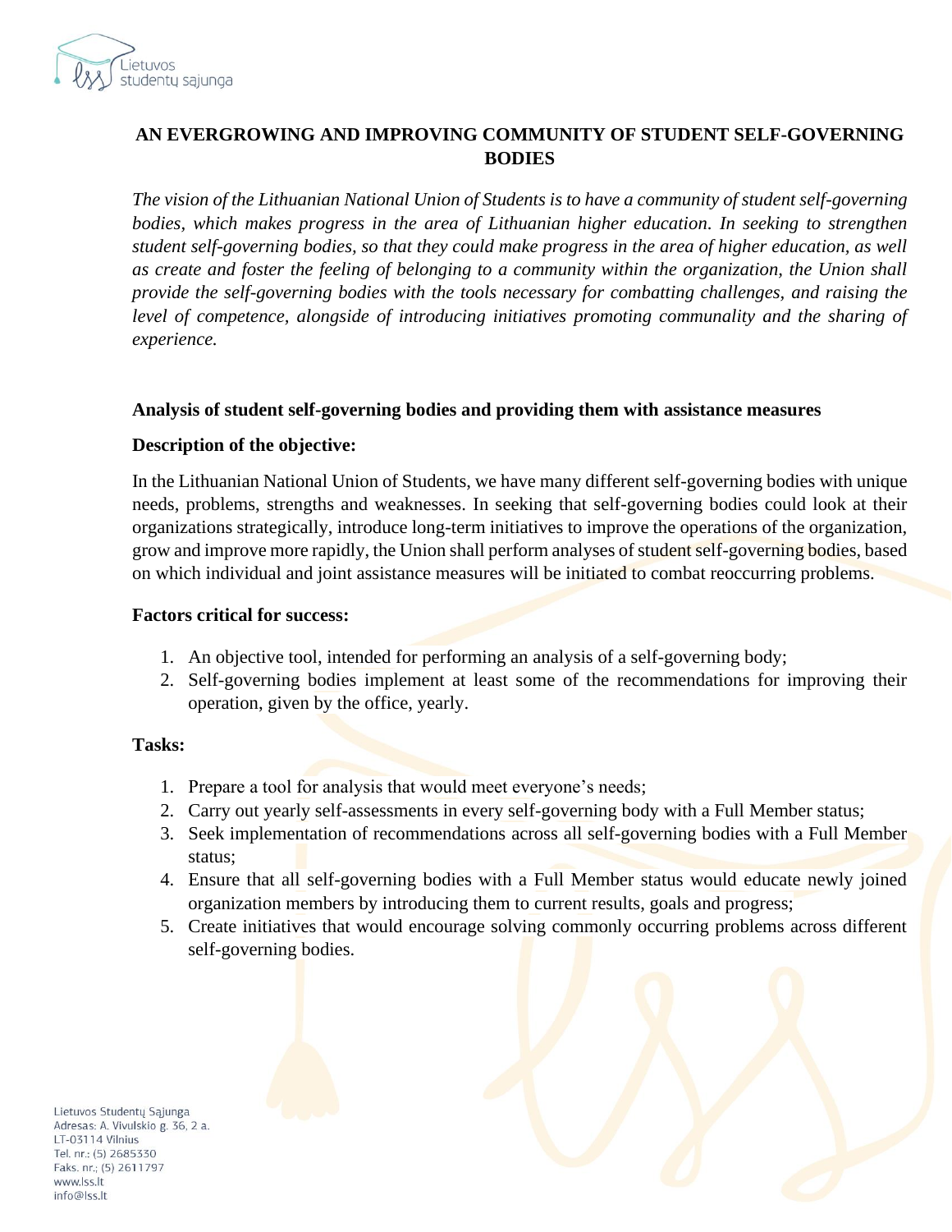## AN EVERGROWING AND IMPROVING COMMUNITY OF STUDENT SELF-GOVERNING BODIES

*The vision of the Lithuanian National Union of Students is to have a community of student self-governing bodies, which makes progress in the area of Lithuanian higher education. In seeking to strengthen student self-governing bodies, so that they could make progress in the area of higher education, as well as create and foster the feeling of belonging to a community within the organization, the Union shall provide the self-governing bodies with the tools necessary for combatting challenges, and raising the level of competence, alongside of introducing initiatives promoting communality and the sharing of experience.*

### Analysis of student self-governing bodies and providing them with assistance measures

**Description of the objective:**

In the Lithuanian National Union of Students, we have many different self-governing bodies with unique needs, problems, strengths and weaknesses. In seeking that self-governing bodies could look at their organizations strategically, introduce long-term initiatives to improve the operations of the organization, grow and improve more rapidly, the Union shall perform analyses of student self-governing bodies, based on which individual and joint assistance measures will be initiated to combat reoccurring problems.

**Factors critical for success:**

1. An objective tool, intended for performing an analysis of a self-governing body;
2. Self-governing bodies implement at least some of the recommendations for improving their operation, given by the office, yearly.

**Tasks:**

1. Prepare a tool for analysis that would meet everyone's needs;
2. Carry out yearly self-assessments in every self-governing body with a Full Member status;
3. Seek implementation of recommendations across all self-governing bodies with a Full Member status;
4. Ensure that all self-governing bodies with a Full Member status would educate newly joined organization members by introducing them to current results, goals and progress;
5. Create initiatives that would encourage solving commonly occurring problems across different self-governing bodies.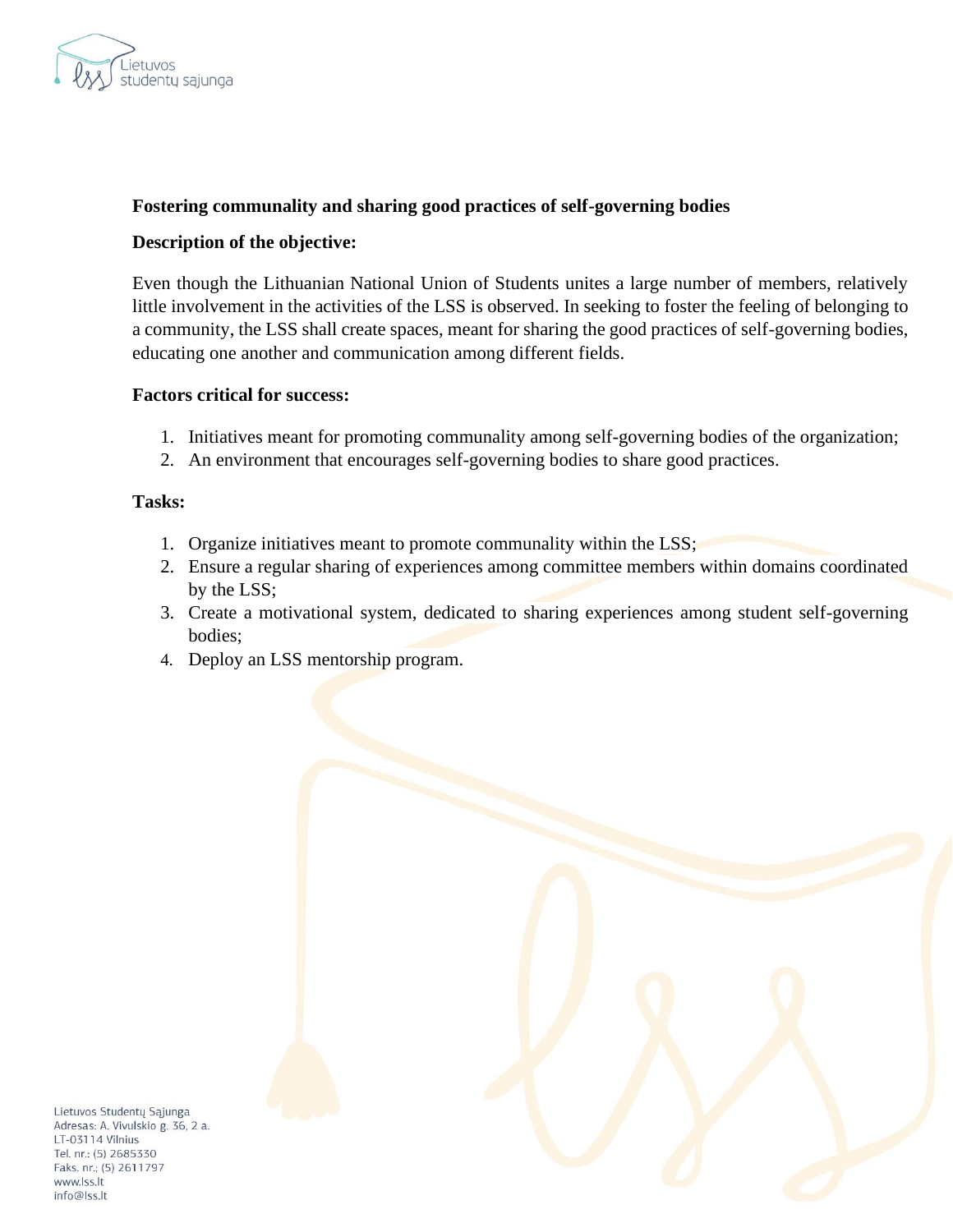**Fostering communality and sharing good practices of self-governing bodies**

**Description of the objective:**

Even though the Lithuanian National Union of Students unites a large number of members, relatively little involvement in the activities of the LSS is observed. In seeking to foster the feeling of belonging to a community, the LSS shall create spaces, meant for sharing the good practices of self-governing bodies, educating one another and communication among different fields.

**Factors critical for success:**

1. Initiatives meant for promoting communality among self-governing bodies of the organization;
2. An environment that encourages self-governing bodies to share good practices.

**Tasks:**

1. Organize initiatives meant to promote communality within the LSS;
2. Ensure a regular sharing of experiences among committee members within domains coordinated by the LSS;
3. Create a motivational system, dedicated to sharing experiences among student self-governing bodies;
4. Deploy an LSS mentorship program.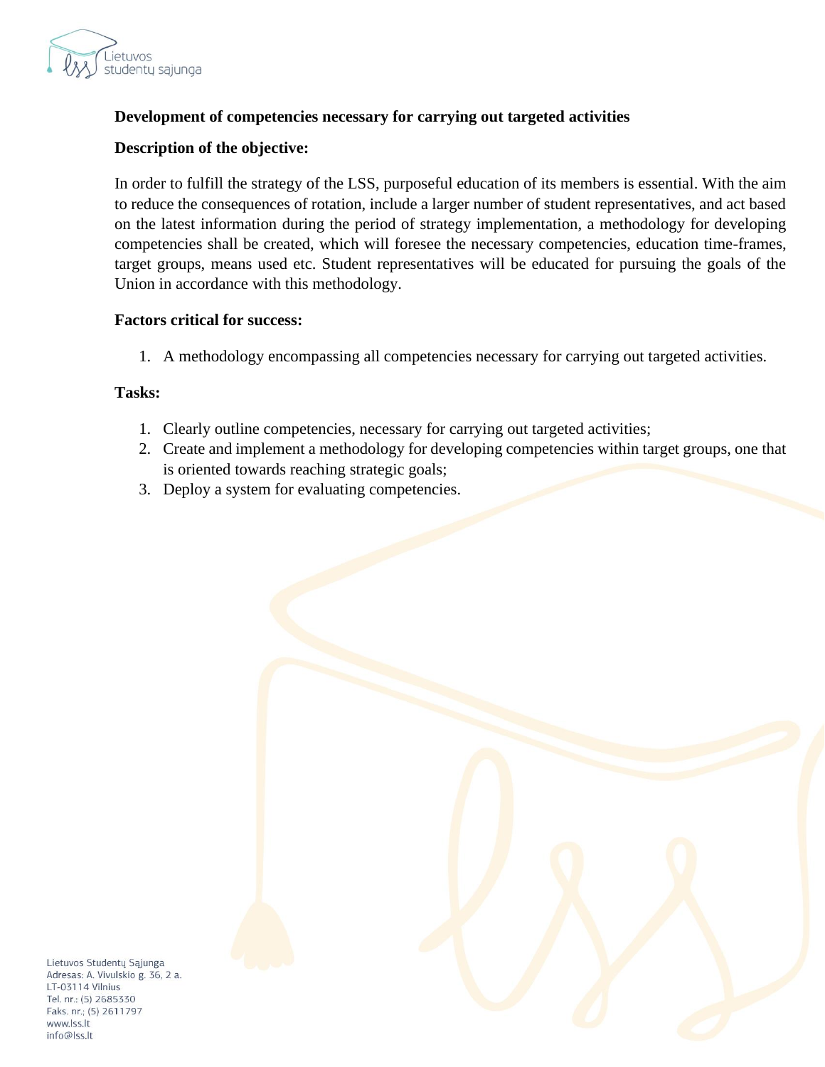**Development of competencies necessary for carrying out targeted activities**

**Description of the objective:**

In order to fulfill the strategy of the LSS, purposeful education of its members is essential. With the aim to reduce the consequences of rotation, include a larger number of student representatives, and act based on the latest information during the period of strategy implementation, a methodology for developing competencies shall be created, which will foresee the necessary competencies, education time-frames, target groups, means used etc. Student representatives will be educated for pursuing the goals of the Union in accordance with this methodology.

**Factors critical for success:**

1. A methodology encompassing all competencies necessary for carrying out targeted activities.

**Tasks:**

1. Clearly outline competencies, necessary for carrying out targeted activities;
2. Create and implement a methodology for developing competencies within target groups, one that is oriented towards reaching strategic goals;
3. Deploy a system for evaluating competencies.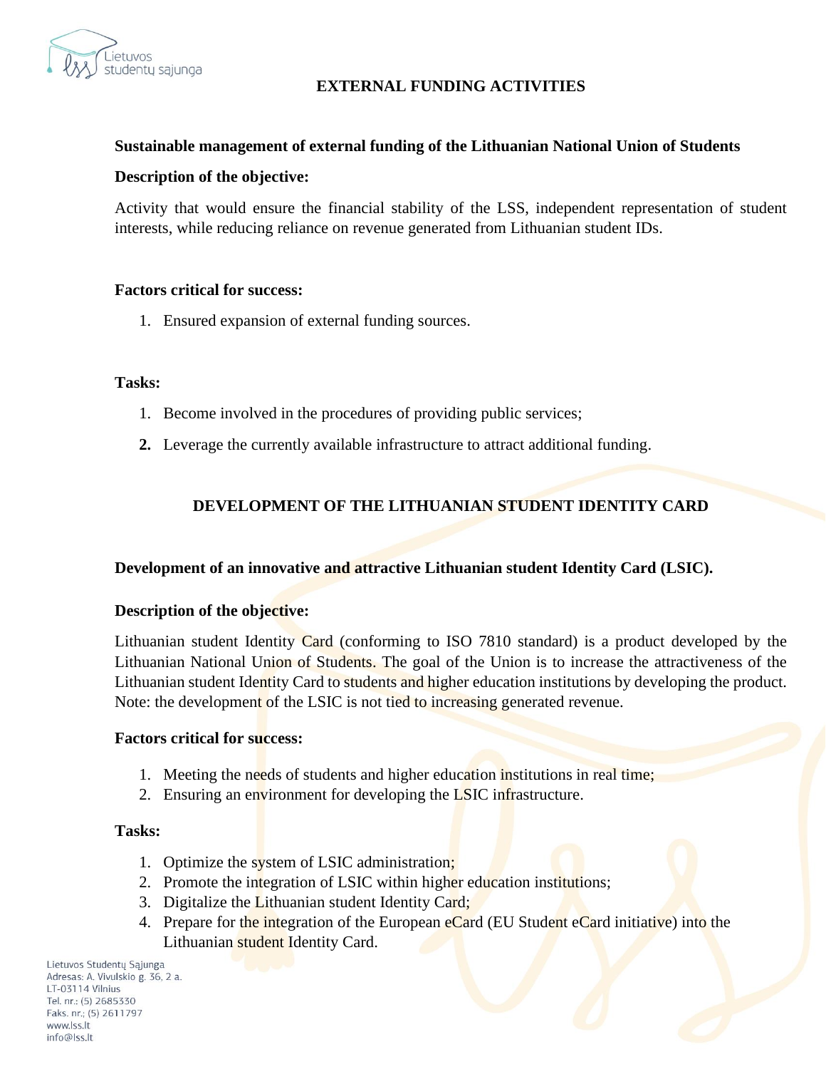# EXTERNAL FUNDING ACTIVITIES

**Sustainable management of external funding of the Lithuanian National Union of Students**

**Description of the objective:**

Activity that would ensure the financial stability of the LSS, independent representation of student interests, while reducing reliance on revenue generated from Lithuanian student IDs.

**Factors critical for success:**

1. Ensured expansion of external funding sources.

**Tasks:**

1. Become involved in the procedures of providing public services;
2. Leverage the currently available infrastructure to attract additional funding.

# DEVELOPMENT OF THE LITHUANIAN STUDENT IDENTITY CARD

**Development of an innovative and attractive Lithuanian student Identity Card (LSIC).**

**Description of the objective:**

Lithuanian student Identity Card (conforming to ISO 7810 standard) is a product developed by the Lithuanian National Union of Students. The goal of the Union is to increase the attractiveness of the Lithuanian student Identity Card to students and higher education institutions by developing the product. Note: the development of the LSIC is not tied to increasing generated revenue.

**Factors critical for success:**

1. Meeting the needs of students and higher education institutions in real time;
2. Ensuring an environment for developing the LSIC infrastructure.

**Tasks:**

1. Optimize the system of LSIC administration;
2. Promote the integration of LSIC within higher education institutions;
3. Digitalize the Lithuanian student Identity Card;
4. Prepare for the integration of the European eCard (EU Student eCard initiative) into the Lithuanian student Identity Card.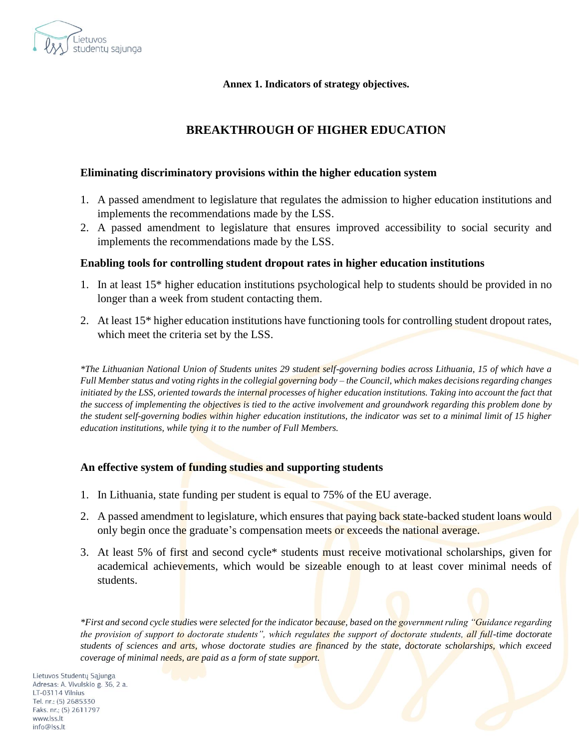**Annex 1. Indicators of strategy objectives.**

# BREAKTHROUGH OF HIGHER EDUCATION

### Eliminating discriminatory provisions within the higher education system

1. A passed amendment to legislature that regulates the admission to higher education institutions and implements the recommendations made by the LSS.
2. A passed amendment to legislature that ensures improved accessibility to social security and implements the recommendations made by the LSS.

### Enabling tools for controlling student dropout rates in higher education institutions

1. In at least 15* higher education institutions psychological help to students should be provided in no longer than a week from student contacting them.
2. At least 15* higher education institutions have functioning tools for controlling student dropout rates, which meet the criteria set by the LSS.

*\*The Lithuanian National Union of Students unites 29 student self-governing bodies across Lithuania, 15 of which have a Full Member status and voting rights in the collegial governing body – the Council, which makes decisions regarding changes initiated by the LSS, oriented towards the internal processes of higher education institutions. Taking into account the fact that the success of implementing the objectives is tied to the active involvement and groundwork regarding this problem done by the student self-governing bodies within higher education institutions, the indicator was set to a minimal limit of 15 higher education institutions, while tying it to the number of Full Members.*

### An effective system of funding studies and supporting students

1. In Lithuania, state funding per student is equal to 75% of the EU average.
2. A passed amendment to legislature, which ensures that paying back state-backed student loans would only begin once the graduate's compensation meets or exceeds the national average.
3. At least 5% of first and second cycle* students must receive motivational scholarships, given for academical achievements, which would be sizeable enough to at least cover minimal needs of students.

*\*First and second cycle studies were selected for the indicator because, based on the government ruling "Guidance regarding the provision of support to doctorate students", which regulates the support of doctorate students, all full-time doctorate students of sciences and arts, whose doctorate studies are financed by the state, doctorate scholarships, which exceed coverage of minimal needs, are paid as a form of state support.*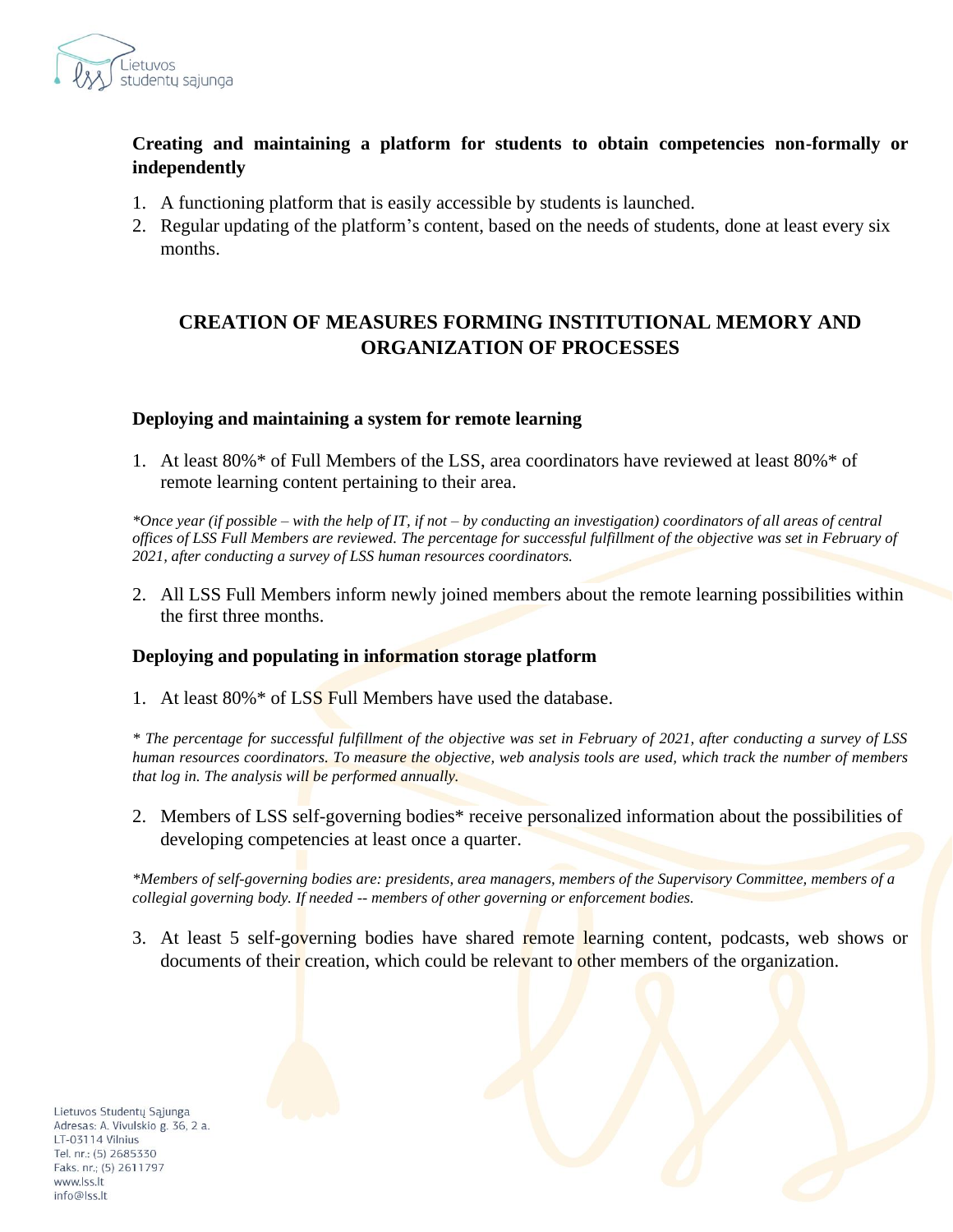### Creating and maintaining a platform for students to obtain competencies non-formally or independently

1. A functioning platform that is easily accessible by students is launched.
2. Regular updating of the platform's content, based on the needs of students, done at least every six months.

## CREATION OF MEASURES FORMING INSTITUTIONAL MEMORY AND ORGANIZATION OF PROCESSES

### Deploying and maintaining a system for remote learning

1. At least 80%* of Full Members of the LSS, area coordinators have reviewed at least 80%* of remote learning content pertaining to their area.

*\*Once year (if possible – with the help of IT, if not – by conducting an investigation) coordinators of all areas of central offices of LSS Full Members are reviewed. The percentage for successful fulfillment of the objective was set in February of 2021, after conducting a survey of LSS human resources coordinators.*

2. All LSS Full Members inform newly joined members about the remote learning possibilities within the first three months.

### Deploying and populating in information storage platform

1. At least 80%* of LSS Full Members have used the database.

*\* The percentage for successful fulfillment of the objective was set in February of 2021, after conducting a survey of LSS human resources coordinators. To measure the objective, web analysis tools are used, which track the number of members that log in. The analysis will be performed annually.*

2. Members of LSS self-governing bodies* receive personalized information about the possibilities of developing competencies at least once a quarter.

*\*Members of self-governing bodies are: presidents, area managers, members of the Supervisory Committee, members of a collegial governing body. If needed -- members of other governing or enforcement bodies.*

3. At least 5 self-governing bodies have shared remote learning content, podcasts, web shows or documents of their creation, which could be relevant to other members of the organization.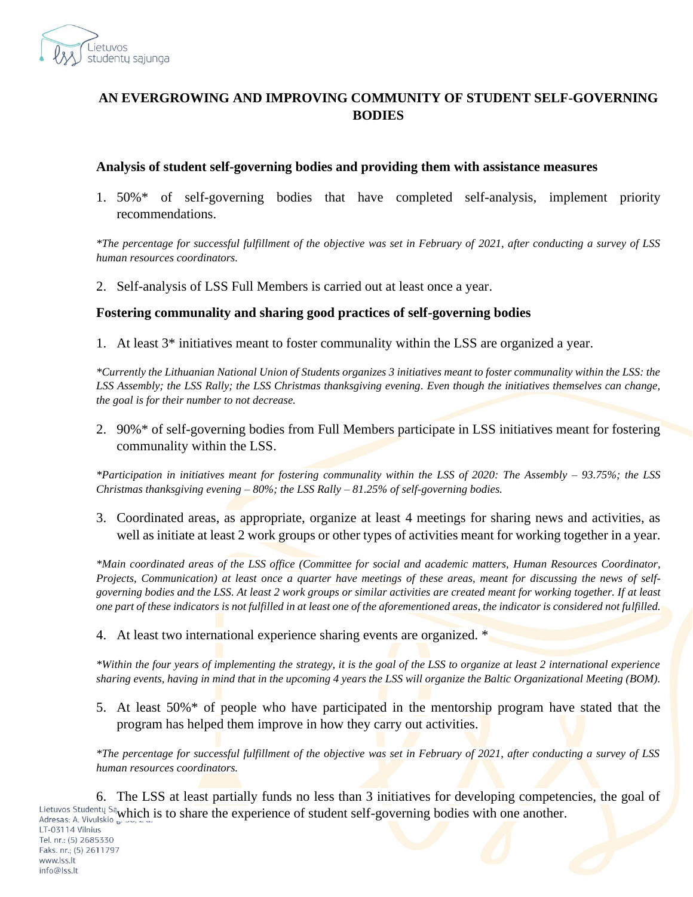# AN EVERGROWING AND IMPROVING COMMUNITY OF STUDENT SELF-GOVERNING BODIES

### Analysis of student self-governing bodies and providing them with assistance measures

1. 50%* of self-governing bodies that have completed self-analysis, implement priority recommendations.

*\*The percentage for successful fulfillment of the objective was set in February of 2021, after conducting a survey of LSS human resources coordinators.*

2. Self-analysis of LSS Full Members is carried out at least once a year.

### Fostering communality and sharing good practices of self-governing bodies

1. At least 3* initiatives meant to foster communality within the LSS are organized a year.

*\*Currently the Lithuanian National Union of Students organizes 3 initiatives meant to foster communality within the LSS: the LSS Assembly; the LSS Rally; the LSS Christmas thanksgiving evening. Even though the initiatives themselves can change, the goal is for their number to not decrease.*

2. 90%* of self-governing bodies from Full Members participate in LSS initiatives meant for fostering communality within the LSS.

*\*Participation in initiatives meant for fostering communality within the LSS of 2020: The Assembly – 93.75%; the LSS Christmas thanksgiving evening – 80%; the LSS Rally – 81.25% of self-governing bodies.*

3. Coordinated areas, as appropriate, organize at least 4 meetings for sharing news and activities, as well as initiate at least 2 work groups or other types of activities meant for working together in a year.

*\*Main coordinated areas of the LSS office (Committee for social and academic matters, Human Resources Coordinator, Projects, Communication) at least once a quarter have meetings of these areas, meant for discussing the news of self-governing bodies and the LSS. At least 2 work groups or similar activities are created meant for working together. If at least one part of these indicators is not fulfilled in at least one of the aforementioned areas, the indicator is considered not fulfilled.*

4. At least two international experience sharing events are organized. *

*\*Within the four years of implementing the strategy, it is the goal of the LSS to organize at least 2 international experience sharing events, having in mind that in the upcoming 4 years the LSS will organize the Baltic Organizational Meeting (BOM).*

5. At least 50%* of people who have participated in the mentorship program have stated that the program has helped them improve in how they carry out activities.

*\*The percentage for successful fulfillment of the objective was set in February of 2021, after conducting a survey of LSS human resources coordinators.*

6. The LSS at least partially funds no less than 3 initiatives for developing competencies, the goal of which is to share the experience of student self-governing bodies with one another.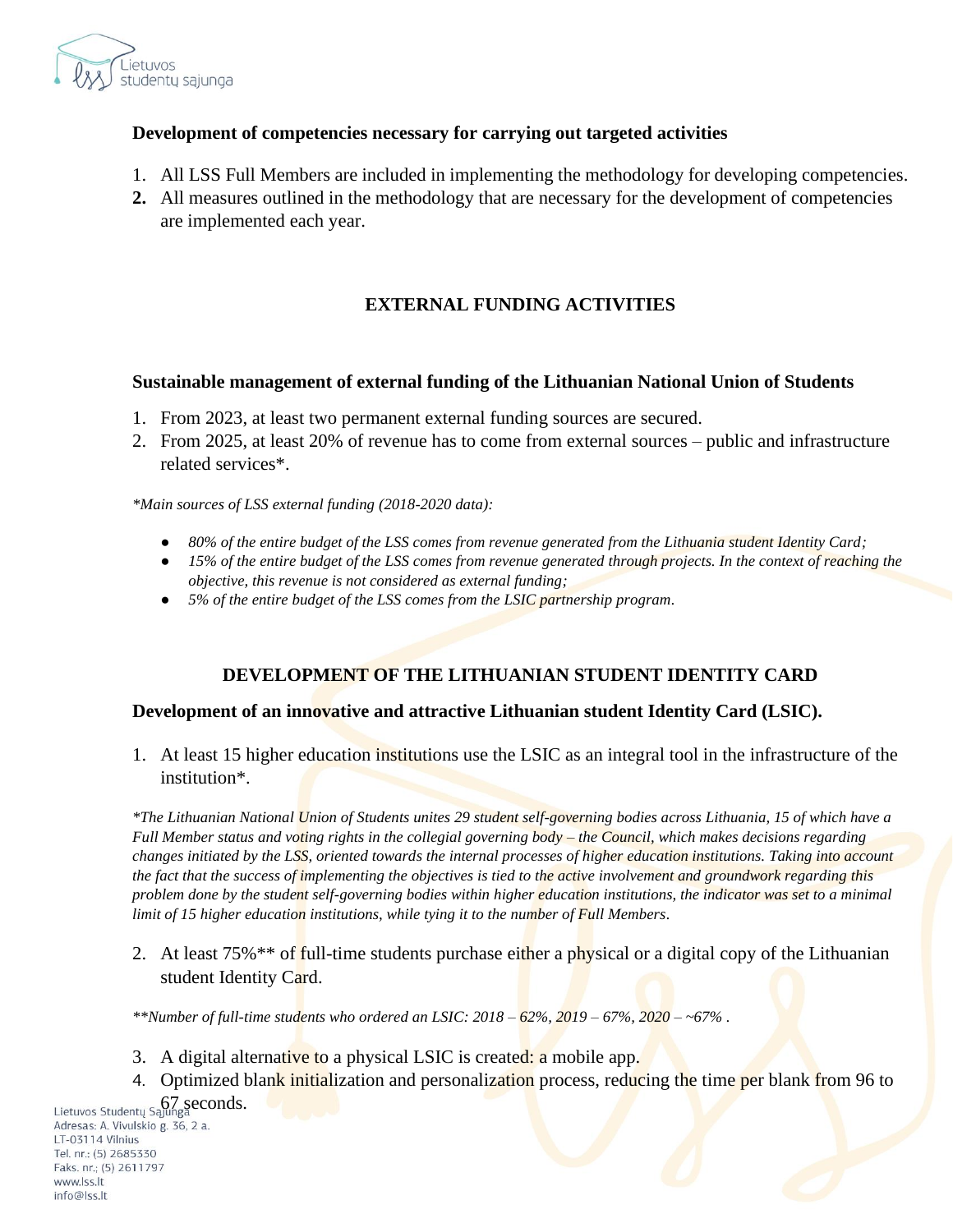**Development of competencies necessary for carrying out targeted activities**

1. All LSS Full Members are included in implementing the methodology for developing competencies.
2. All measures outlined in the methodology that are necessary for the development of competencies are implemented each year.

## EXTERNAL FUNDING ACTIVITIES

**Sustainable management of external funding of the Lithuanian National Union of Students**

1. From 2023, at least two permanent external funding sources are secured.
2. From 2025, at least 20% of revenue has to come from external sources – public and infrastructure related services*.

*\*Main sources of LSS external funding (2018-2020 data):*

- *80% of the entire budget of the LSS comes from revenue generated from the Lithuania student Identity Card;*
- *15% of the entire budget of the LSS comes from revenue generated through projects. In the context of reaching the objective, this revenue is not considered as external funding;*
- *5% of the entire budget of the LSS comes from the LSIC partnership program.*

## DEVELOPMENT OF THE LITHUANIAN STUDENT IDENTITY CARD

**Development of an innovative and attractive Lithuanian student Identity Card (LSIC).**

1. At least 15 higher education institutions use the LSIC as an integral tool in the infrastructure of the institution*.

*\*The Lithuanian National Union of Students unites 29 student self-governing bodies across Lithuania, 15 of which have a Full Member status and voting rights in the collegial governing body – the Council, which makes decisions regarding changes initiated by the LSS, oriented towards the internal processes of higher education institutions. Taking into account the fact that the success of implementing the objectives is tied to the active involvement and groundwork regarding this problem done by the student self-governing bodies within higher education institutions, the indicator was set to a minimal limit of 15 higher education institutions, while tying it to the number of Full Members.*

2. At least 75%** of full-time students purchase either a physical or a digital copy of the Lithuanian student Identity Card.

*\*\*Number of full-time students who ordered an LSIC: 2018 – 62%, 2019 – 67%, 2020 – ~67% .*

3. A digital alternative to a physical LSIC is created: a mobile app.
4. Optimized blank initialization and personalization process, reducing the time per blank from 96 to 67 seconds.

Lietuvos Studentų Sąjunga
Adresas: A. Vivulskio g. 36, 2 a.
LT-03114 Vilnius
Tel. nr.: (5) 2685330
Faks. nr.: (5) 2611797
www.lss.lt
info@lss.lt